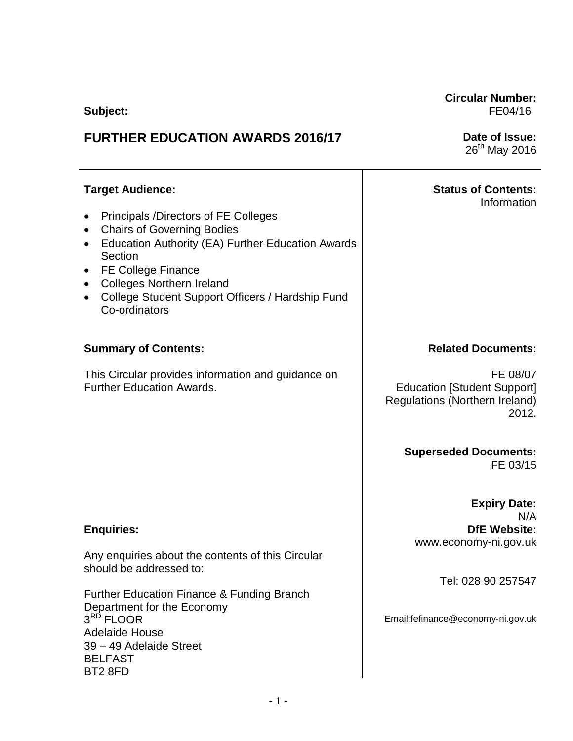**Subject:**

# FURTHER EDUCATION AWARDS 2016/17

**Circular Number:**
FE04/16

**Date of Issue:**
26th May 2016

**Target Audience:**

- Principals /Directors of FE Colleges
- Chairs of Governing Bodies
- Education Authority (EA) Further Education Awards Section
- FE College Finance
- Colleges Northern Ireland
- College Student Support Officers / Hardship Fund Co-ordinators

**Status of Contents:**
Information

**Summary of Contents:**

This Circular provides information and guidance on Further Education Awards.

**Related Documents:**

FE 08/07
Education [Student Support] Regulations (Northern Ireland) 2012.

**Superseded Documents:**
FE 03/15

**Expiry Date:**
N/A

**DfE Website:**
www.economy-ni.gov.uk

**Enquiries:**

Any enquiries about the contents of this Circular should be addressed to:

Further Education Finance & Funding Branch
Department for the Economy
3RD FLOOR
Adelaide House
39 – 49 Adelaide Street
BELFAST
BT2 8FD

Tel: 028 90 257547

Email:fefinance@economy-ni.gov.uk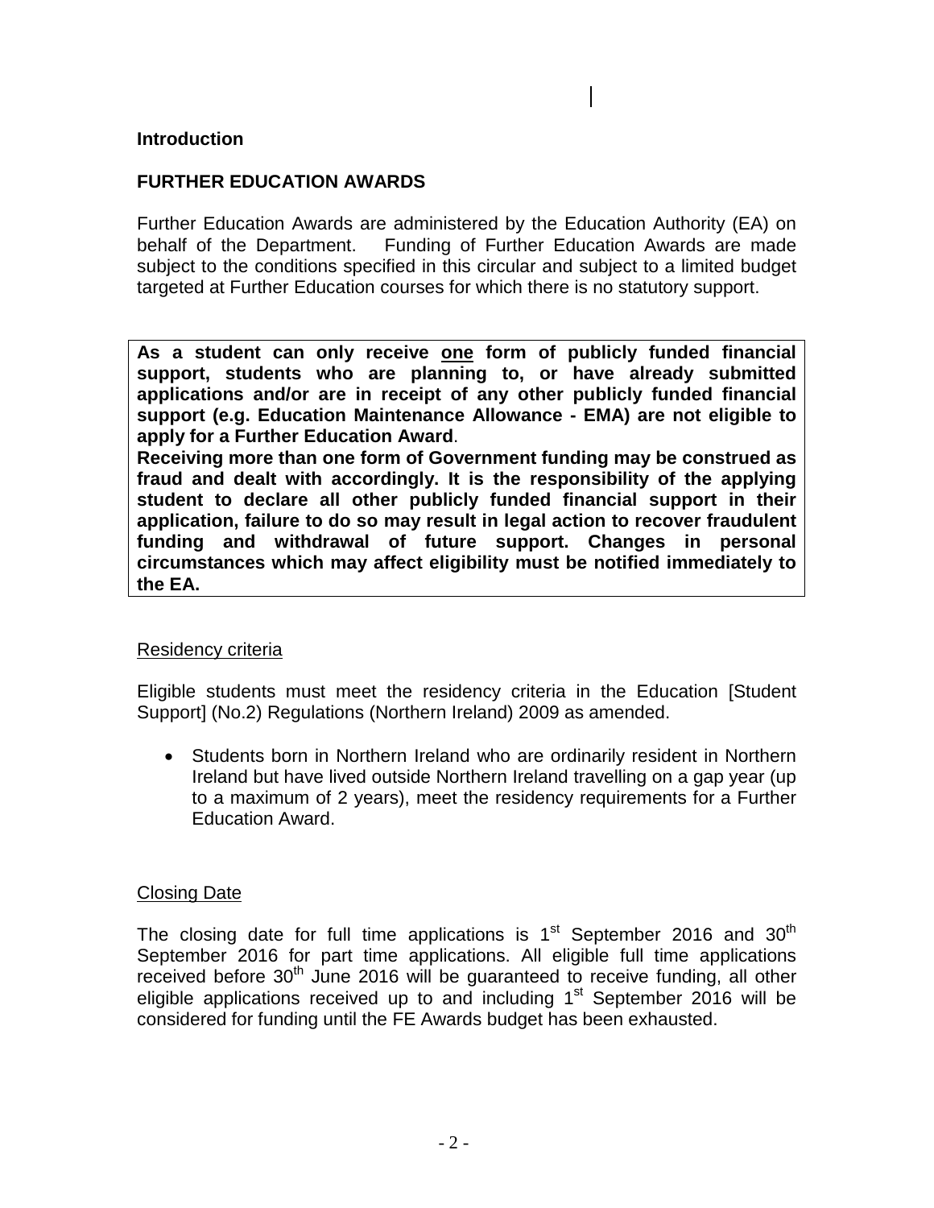## Introduction

## FURTHER EDUCATION AWARDS

Further Education Awards are administered by the Education Authority (EA) on behalf of the Department. Funding of Further Education Awards are made subject to the conditions specified in this circular and subject to a limited budget targeted at Further Education courses for which there is no statutory support.

**As a student can only receive <u>one</u> form of publicly funded financial support, students who are planning to, or have already submitted applications and/or are in receipt of any other publicly funded financial support (e.g. Education Maintenance Allowance - EMA) are not eligible to apply for a Further Education Award**.

**Receiving more than one form of Government funding may be construed as fraud and dealt with accordingly. It is the responsibility of the applying student to declare all other publicly funded financial support in their application, failure to do so may result in legal action to recover fraudulent funding and withdrawal of future support. Changes in personal circumstances which may affect eligibility must be notified immediately to the EA.**

<u>Residency criteria</u>

Eligible students must meet the residency criteria in the Education [Student Support] (No.2) Regulations (Northern Ireland) 2009 as amended.

- Students born in Northern Ireland who are ordinarily resident in Northern Ireland but have lived outside Northern Ireland travelling on a gap year (up to a maximum of 2 years), meet the residency requirements for a Further Education Award.

<u>Closing Date</u>

The closing date for full time applications is 1st September 2016 and 30th September 2016 for part time applications. All eligible full time applications received before 30th June 2016 will be guaranteed to receive funding, all other eligible applications received up to and including 1st September 2016 will be considered for funding until the FE Awards budget has been exhausted.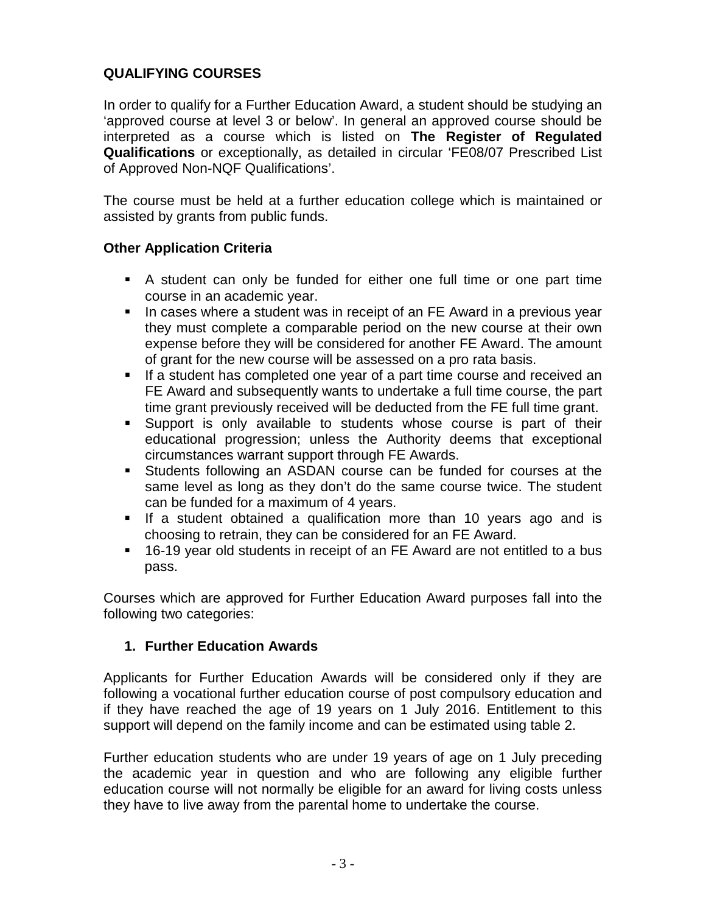## QUALIFYING COURSES

In order to qualify for a Further Education Award, a student should be studying an 'approved course at level 3 or below'. In general an approved course should be interpreted as a course which is listed on **The Register of Regulated Qualifications** or exceptionally, as detailed in circular 'FE08/07 Prescribed List of Approved Non-NQF Qualifications'.

The course must be held at a further education college which is maintained or assisted by grants from public funds.

### Other Application Criteria

- A student can only be funded for either one full time or one part time course in an academic year.
- In cases where a student was in receipt of an FE Award in a previous year they must complete a comparable period on the new course at their own expense before they will be considered for another FE Award. The amount of grant for the new course will be assessed on a pro rata basis.
- If a student has completed one year of a part time course and received an FE Award and subsequently wants to undertake a full time course, the part time grant previously received will be deducted from the FE full time grant.
- Support is only available to students whose course is part of their educational progression; unless the Authority deems that exceptional circumstances warrant support through FE Awards.
- Students following an ASDAN course can be funded for courses at the same level as long as they don't do the same course twice. The student can be funded for a maximum of 4 years.
- If a student obtained a qualification more than 10 years ago and is choosing to retrain, they can be considered for an FE Award.
- 16-19 year old students in receipt of an FE Award are not entitled to a bus pass.

Courses which are approved for Further Education Award purposes fall into the following two categories:

### 1. Further Education Awards

Applicants for Further Education Awards will be considered only if they are following a vocational further education course of post compulsory education and if they have reached the age of 19 years on 1 July 2016. Entitlement to this support will depend on the family income and can be estimated using table 2.

Further education students who are under 19 years of age on 1 July preceding the academic year in question and who are following any eligible further education course will not normally be eligible for an award for living costs unless they have to live away from the parental home to undertake the course.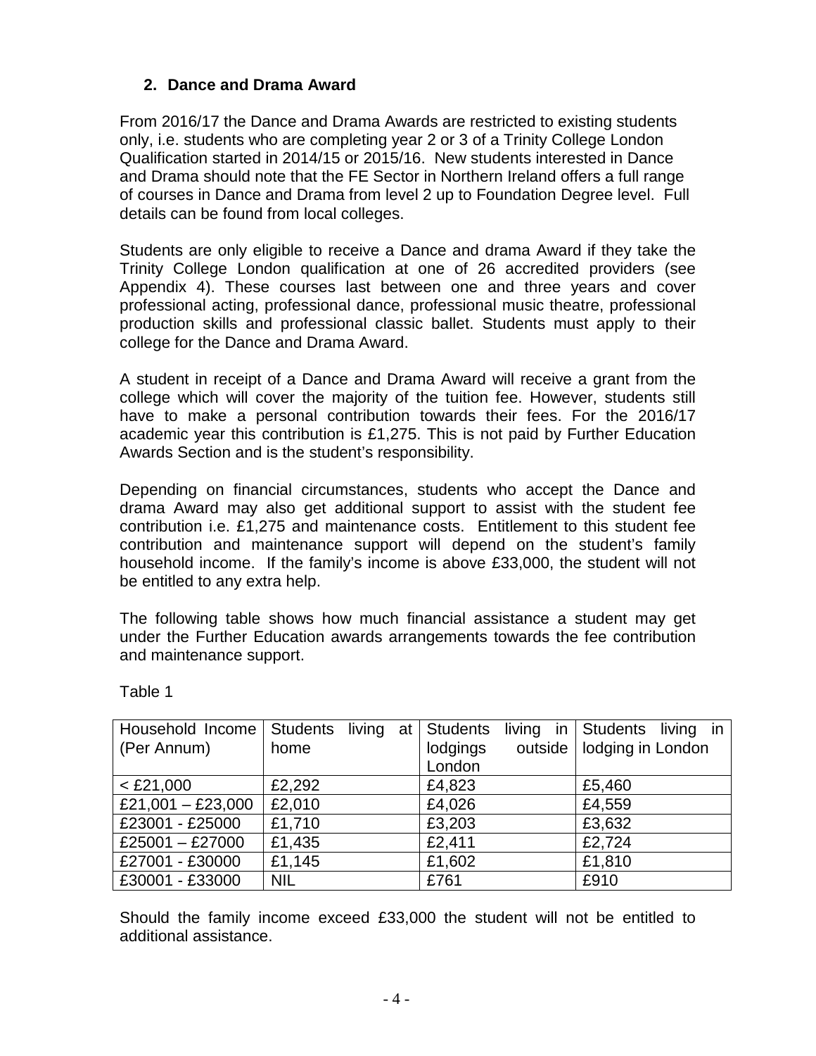## 2. Dance and Drama Award

From 2016/17 the Dance and Drama Awards are restricted to existing students only, i.e. students who are completing year 2 or 3 of a Trinity College London Qualification started in 2014/15 or 2015/16. New students interested in Dance and Drama should note that the FE Sector in Northern Ireland offers a full range of courses in Dance and Drama from level 2 up to Foundation Degree level. Full details can be found from local colleges.

Students are only eligible to receive a Dance and drama Award if they take the Trinity College London qualification at one of 26 accredited providers (see Appendix 4). These courses last between one and three years and cover professional acting, professional dance, professional music theatre, professional production skills and professional classic ballet. Students must apply to their college for the Dance and Drama Award.

A student in receipt of a Dance and Drama Award will receive a grant from the college which will cover the majority of the tuition fee. However, students still have to make a personal contribution towards their fees. For the 2016/17 academic year this contribution is £1,275. This is not paid by Further Education Awards Section and is the student's responsibility.

Depending on financial circumstances, students who accept the Dance and drama Award may also get additional support to assist with the student fee contribution i.e. £1,275 and maintenance costs. Entitlement to this student fee contribution and maintenance support will depend on the student's family household income. If the family's income is above £33,000, the student will not be entitled to any extra help.

The following table shows how much financial assistance a student may get under the Further Education awards arrangements towards the fee contribution and maintenance support.

Table 1

| Household Income (Per Annum) | Students living at home | Students living in lodgings outside London | Students living in lodging in London |
|---|---|---|---|
| < £21,000 | £2,292 | £4,823 | £5,460 |
| £21,001 – £23,000 | £2,010 | £4,026 | £4,559 |
| £23001 - £25000 | £1,710 | £3,203 | £3,632 |
| £25001 – £27000 | £1,435 | £2,411 | £2,724 |
| £27001 - £30000 | £1,145 | £1,602 | £1,810 |
| £30001 - £33000 | NIL | £761 | £910 |

Should the family income exceed £33,000 the student will not be entitled to additional assistance.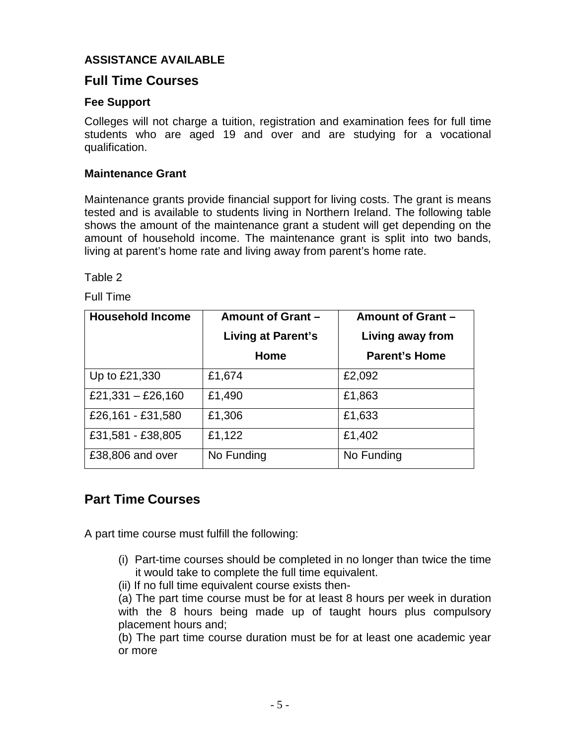**ASSISTANCE AVAILABLE**

## Full Time Courses

### Fee Support

Colleges will not charge a tuition, registration and examination fees for full time students who are aged 19 and over and are studying for a vocational qualification.

### Maintenance Grant

Maintenance grants provide financial support for living costs. The grant is means tested and is available to students living in Northern Ireland. The following table shows the amount of the maintenance grant a student will get depending on the amount of household income. The maintenance grant is split into two bands, living at parent's home rate and living away from parent's home rate.

Table 2

Full Time

| Household Income | Amount of Grant – Living at Parent's Home | Amount of Grant – Living away from Parent's Home |
|---|---|---|
| Up to £21,330 | £1,674 | £2,092 |
| £21,331 – £26,160 | £1,490 | £1,863 |
| £26,161 - £31,580 | £1,306 | £1,633 |
| £31,581 - £38,805 | £1,122 | £1,402 |
| £38,806 and over | No Funding | No Funding |

## Part Time Courses

A part time course must fulfill the following:

(i) Part-time courses should be completed in no longer than twice the time it would take to complete the full time equivalent.

(ii) If no full time equivalent course exists then-

(a) The part time course must be for at least 8 hours per week in duration with the 8 hours being made up of taught hours plus compulsory placement hours and;

(b) The part time course duration must be for at least one academic year or more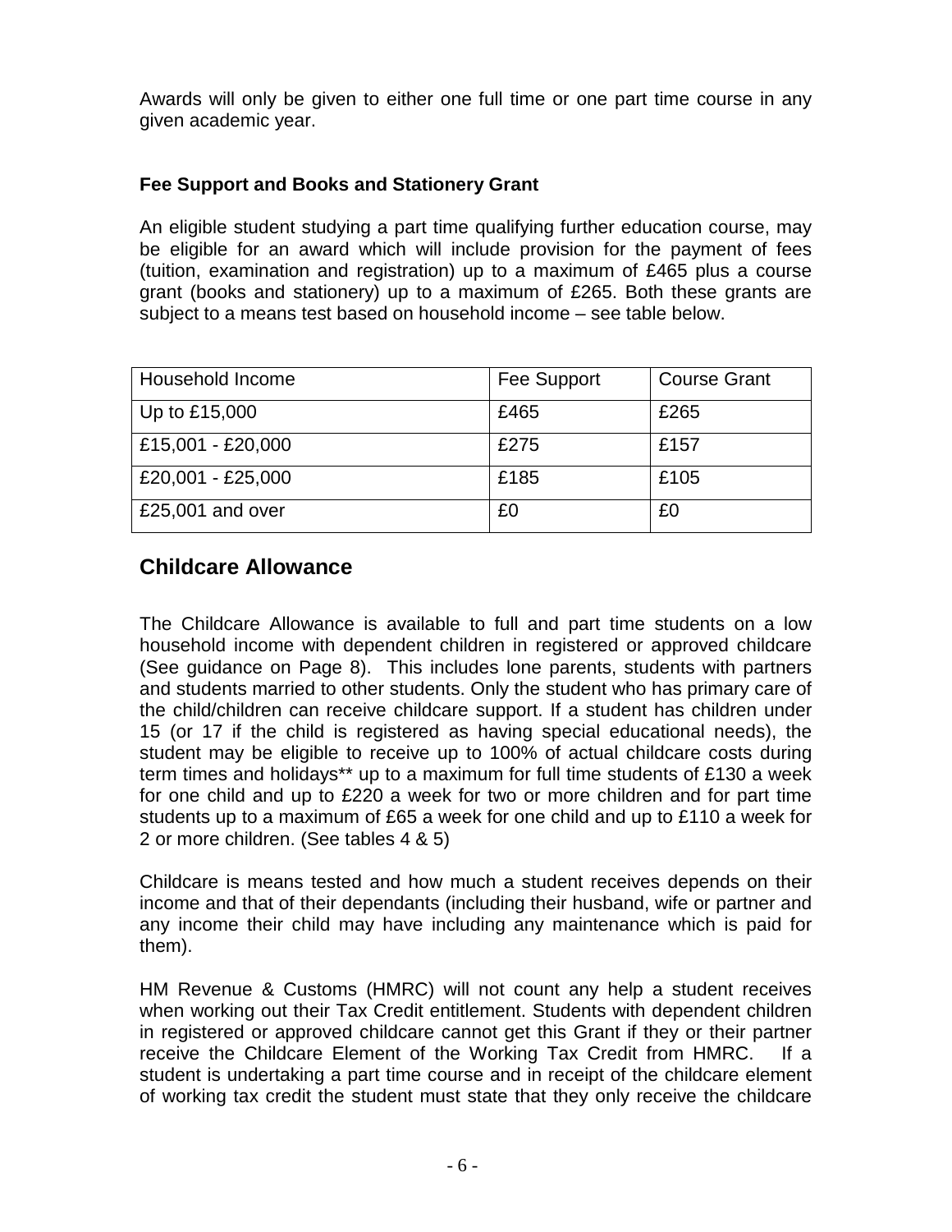Awards will only be given to either one full time or one part time course in any given academic year.

### Fee Support and Books and Stationery Grant

An eligible student studying a part time qualifying further education course, may be eligible for an award which will include provision for the payment of fees (tuition, examination and registration) up to a maximum of £465 plus a course grant (books and stationery) up to a maximum of £265. Both these grants are subject to a means test based on household income – see table below.

| Household Income | Fee Support | Course Grant |
|---|---|---|
| Up to £15,000 | £465 | £265 |
| £15,001 - £20,000 | £275 | £157 |
| £20,001 - £25,000 | £185 | £105 |
| £25,001 and over | £0 | £0 |

## Childcare Allowance

The Childcare Allowance is available to full and part time students on a low household income with dependent children in registered or approved childcare (See guidance on Page 8). This includes lone parents, students with partners and students married to other students. Only the student who has primary care of the child/children can receive childcare support. If a student has children under 15 (or 17 if the child is registered as having special educational needs), the student may be eligible to receive up to 100% of actual childcare costs during term times and holidays** up to a maximum for full time students of £130 a week for one child and up to £220 a week for two or more children and for part time students up to a maximum of £65 a week for one child and up to £110 a week for 2 or more children. (See tables 4 & 5)

Childcare is means tested and how much a student receives depends on their income and that of their dependants (including their husband, wife or partner and any income their child may have including any maintenance which is paid for them).

HM Revenue & Customs (HMRC) will not count any help a student receives when working out their Tax Credit entitlement. Students with dependent children in registered or approved childcare cannot get this Grant if they or their partner receive the Childcare Element of the Working Tax Credit from HMRC. If a student is undertaking a part time course and in receipt of the childcare element of working tax credit the student must state that they only receive the childcare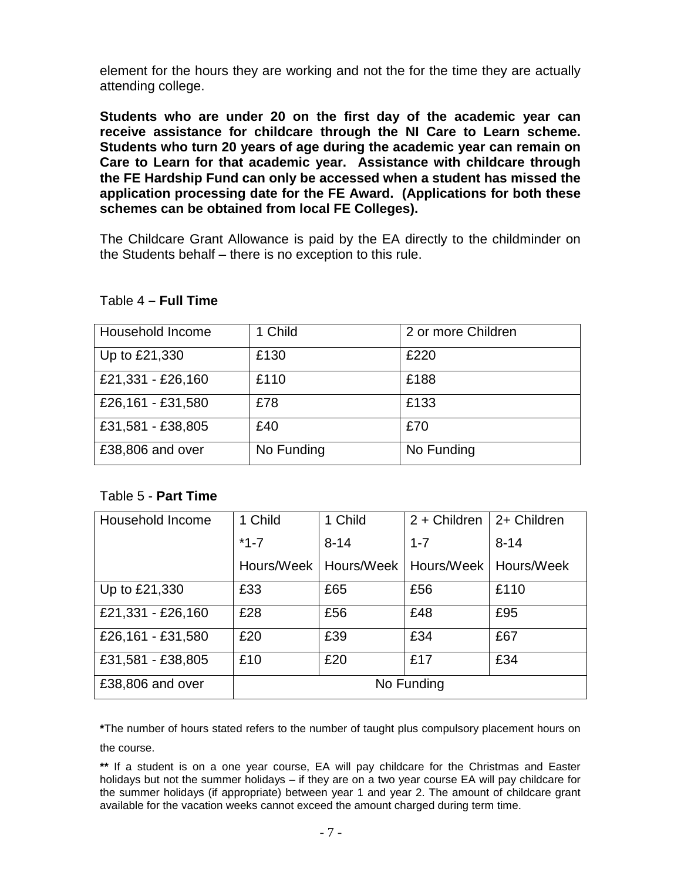element for the hours they are working and not the for the time they are actually attending college.

**Students who are under 20 on the first day of the academic year can receive assistance for childcare through the NI Care to Learn scheme. Students who turn 20 years of age during the academic year can remain on Care to Learn for that academic year. Assistance with childcare through the FE Hardship Fund can only be accessed when a student has missed the application processing date for the FE Award. (Applications for both these schemes can be obtained from local FE Colleges).**

The Childcare Grant Allowance is paid by the EA directly to the childminder on the Students behalf – there is no exception to this rule.

Table 4 **– Full Time**

| Household Income | 1 Child | 2 or more Children |
|---|---|---|
| Up to £21,330 | £130 | £220 |
| £21,331 - £26,160 | £110 | £188 |
| £26,161 - £31,580 | £78 | £133 |
| £31,581 - £38,805 | £40 | £70 |
| £38,806 and over | No Funding | No Funding |

Table 5 - **Part Time**

| Household Income | 1 Child *1-7 Hours/Week | 1 Child 8-14 Hours/Week | 2 + Children 1-7 Hours/Week | 2+ Children 8-14 Hours/Week |
|---|---|---|---|---|
| Up to £21,330 | £33 | £65 | £56 | £110 |
| £21,331 - £26,160 | £28 | £56 | £48 | £95 |
| £26,161 - £31,580 | £20 | £39 | £34 | £67 |
| £31,581 - £38,805 | £10 | £20 | £17 | £34 |
| £38,806 and over | No Funding | | | |

**\***The number of hours stated refers to the number of taught plus compulsory placement hours on the course.

**\*\*** If a student is on a one year course, EA will pay childcare for the Christmas and Easter holidays but not the summer holidays – if they are on a two year course EA will pay childcare for the summer holidays (if appropriate) between year 1 and year 2. The amount of childcare grant available for the vacation weeks cannot exceed the amount charged during term time.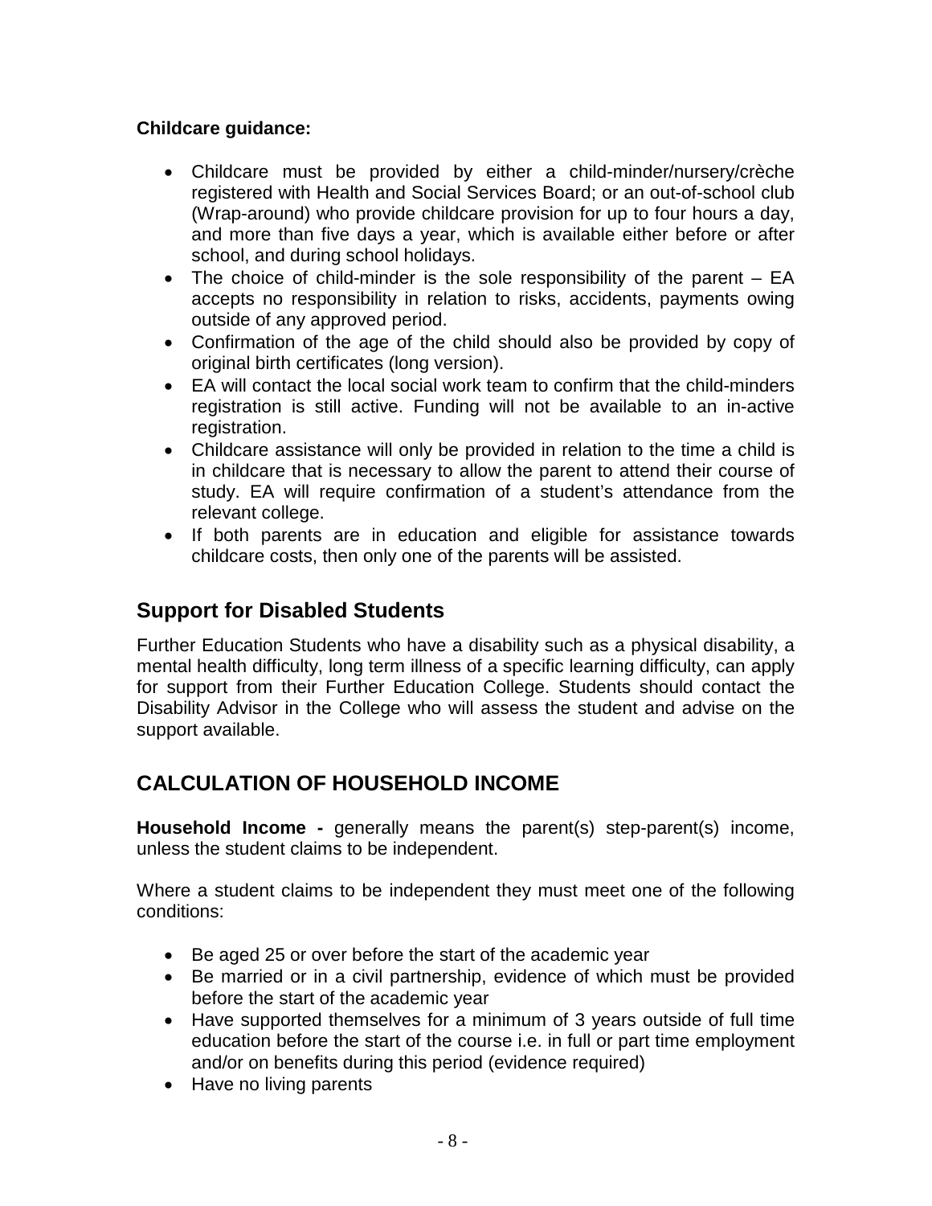**Childcare guidance:**

- Childcare must be provided by either a child-minder/nursery/crèche registered with Health and Social Services Board; or an out-of-school club (Wrap-around) who provide childcare provision for up to four hours a day, and more than five days a year, which is available either before or after school, and during school holidays.
- The choice of child-minder is the sole responsibility of the parent – EA accepts no responsibility in relation to risks, accidents, payments owing outside of any approved period.
- Confirmation of the age of the child should also be provided by copy of original birth certificates (long version).
- EA will contact the local social work team to confirm that the child-minders registration is still active. Funding will not be available to an in-active registration.
- Childcare assistance will only be provided in relation to the time a child is in childcare that is necessary to allow the parent to attend their course of study. EA will require confirmation of a student's attendance from the relevant college.
- If both parents are in education and eligible for assistance towards childcare costs, then only one of the parents will be assisted.

## Support for Disabled Students

Further Education Students who have a disability such as a physical disability, a mental health difficulty, long term illness of a specific learning difficulty, can apply for support from their Further Education College. Students should contact the Disability Advisor in the College who will assess the student and advise on the support available.

## CALCULATION OF HOUSEHOLD INCOME

**Household Income -** generally means the parent(s) step-parent(s) income, unless the student claims to be independent.

Where a student claims to be independent they must meet one of the following conditions:

- Be aged 25 or over before the start of the academic year
- Be married or in a civil partnership, evidence of which must be provided before the start of the academic year
- Have supported themselves for a minimum of 3 years outside of full time education before the start of the course i.e. in full or part time employment and/or on benefits during this period (evidence required)
- Have no living parents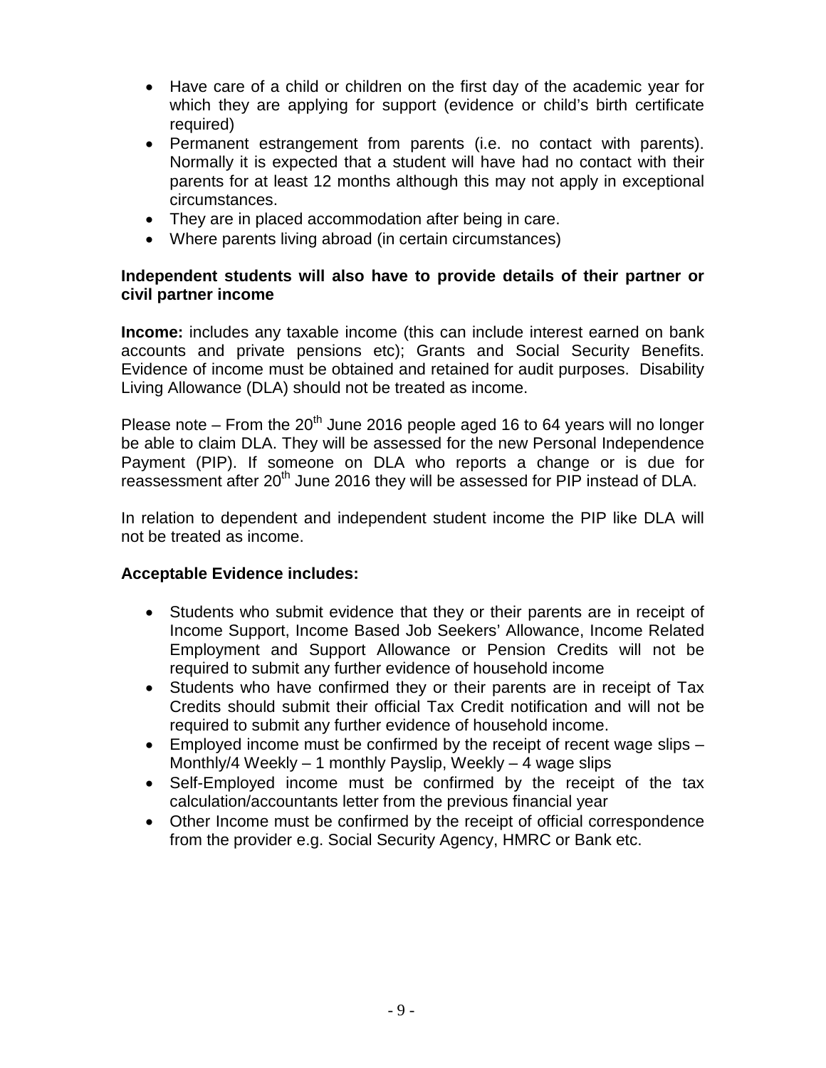- Have care of a child or children on the first day of the academic year for which they are applying for support (evidence or child's birth certificate required)
- Permanent estrangement from parents (i.e. no contact with parents). Normally it is expected that a student will have had no contact with their parents for at least 12 months although this may not apply in exceptional circumstances.
- They are in placed accommodation after being in care.
- Where parents living abroad (in certain circumstances)

**Independent students will also have to provide details of their partner or civil partner income**

**Income:** includes any taxable income (this can include interest earned on bank accounts and private pensions etc); Grants and Social Security Benefits. Evidence of income must be obtained and retained for audit purposes. Disability Living Allowance (DLA) should not be treated as income.

Please note – From the 20th June 2016 people aged 16 to 64 years will no longer be able to claim DLA. They will be assessed for the new Personal Independence Payment (PIP). If someone on DLA who reports a change or is due for reassessment after 20th June 2016 they will be assessed for PIP instead of DLA.

In relation to dependent and independent student income the PIP like DLA will not be treated as income.

**Acceptable Evidence includes:**

- Students who submit evidence that they or their parents are in receipt of Income Support, Income Based Job Seekers' Allowance, Income Related Employment and Support Allowance or Pension Credits will not be required to submit any further evidence of household income
- Students who have confirmed they or their parents are in receipt of Tax Credits should submit their official Tax Credit notification and will not be required to submit any further evidence of household income.
- Employed income must be confirmed by the receipt of recent wage slips – Monthly/4 Weekly – 1 monthly Payslip, Weekly – 4 wage slips
- Self-Employed income must be confirmed by the receipt of the tax calculation/accountants letter from the previous financial year
- Other Income must be confirmed by the receipt of official correspondence from the provider e.g. Social Security Agency, HMRC or Bank etc.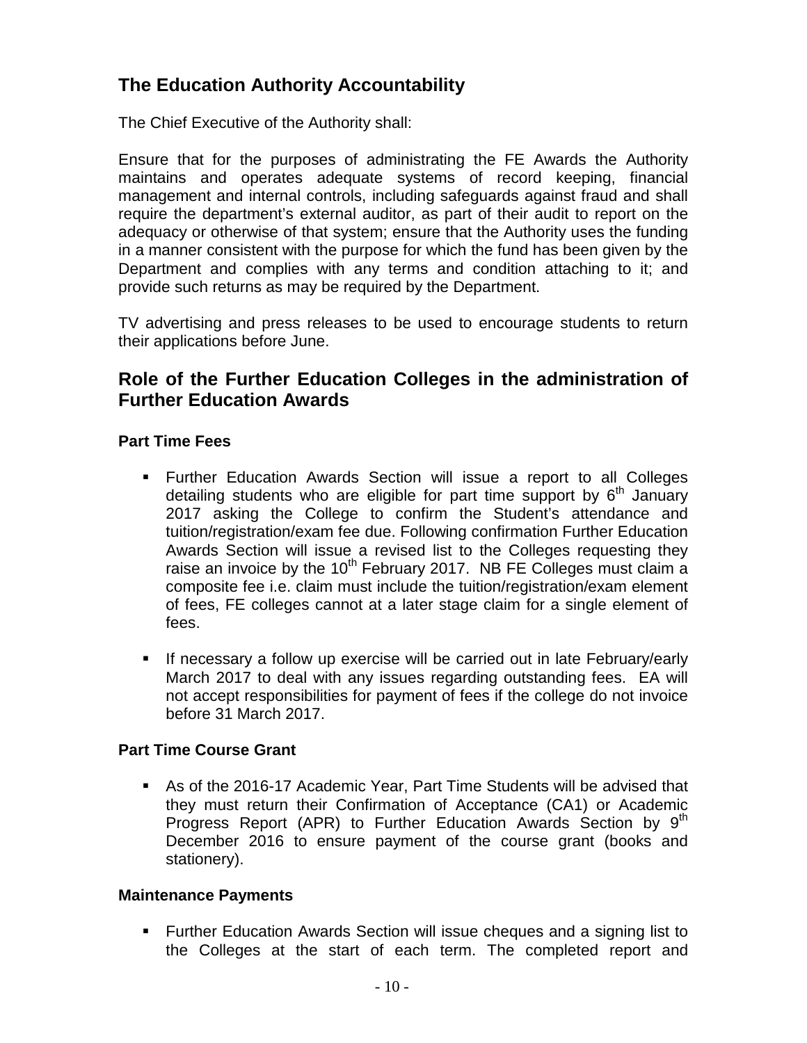## The Education Authority Accountability

The Chief Executive of the Authority shall:

Ensure that for the purposes of administrating the FE Awards the Authority maintains and operates adequate systems of record keeping, financial management and internal controls, including safeguards against fraud and shall require the department's external auditor, as part of their audit to report on the adequacy or otherwise of that system; ensure that the Authority uses the funding in a manner consistent with the purpose for which the fund has been given by the Department and complies with any terms and condition attaching to it; and provide such returns as may be required by the Department.

TV advertising and press releases to be used to encourage students to return their applications before June.

## Role of the Further Education Colleges in the administration of Further Education Awards

### Part Time Fees

- Further Education Awards Section will issue a report to all Colleges detailing students who are eligible for part time support by 6th January 2017 asking the College to confirm the Student's attendance and tuition/registration/exam fee due. Following confirmation Further Education Awards Section will issue a revised list to the Colleges requesting they raise an invoice by the 10th February 2017. NB FE Colleges must claim a composite fee i.e. claim must include the tuition/registration/exam element of fees, FE colleges cannot at a later stage claim for a single element of fees.

- If necessary a follow up exercise will be carried out in late February/early March 2017 to deal with any issues regarding outstanding fees. EA will not accept responsibilities for payment of fees if the college do not invoice before 31 March 2017.

### Part Time Course Grant

- As of the 2016-17 Academic Year, Part Time Students will be advised that they must return their Confirmation of Acceptance (CA1) or Academic Progress Report (APR) to Further Education Awards Section by 9th December 2016 to ensure payment of the course grant (books and stationery).

### Maintenance Payments

- Further Education Awards Section will issue cheques and a signing list to the Colleges at the start of each term. The completed report and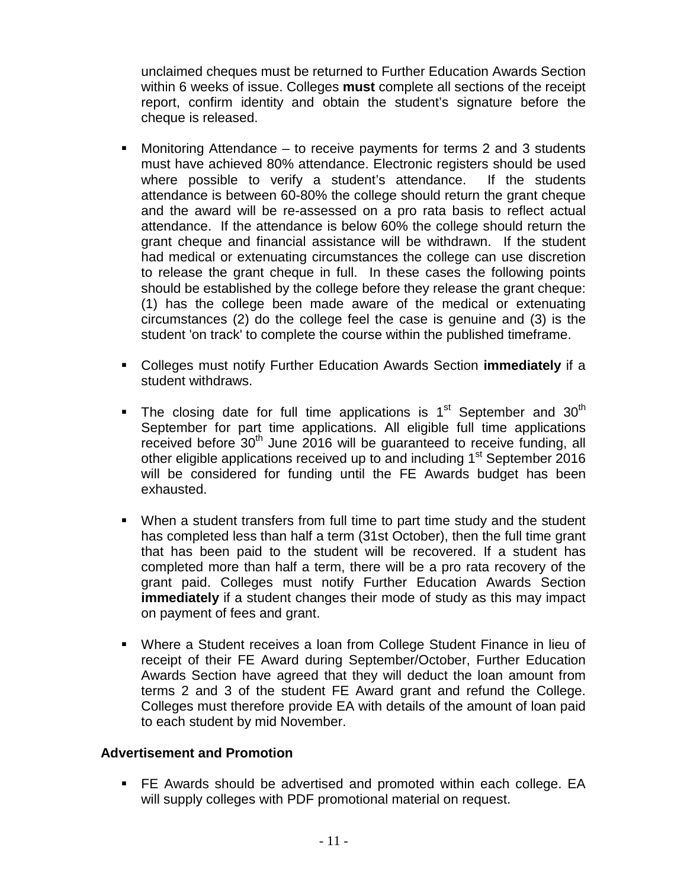unclaimed cheques must be returned to Further Education Awards Section within 6 weeks of issue. Colleges **must** complete all sections of the receipt report, confirm identity and obtain the student's signature before the cheque is released.

- Monitoring Attendance – to receive payments for terms 2 and 3 students must have achieved 80% attendance. Electronic registers should be used where possible to verify a student's attendance. If the students attendance is between 60-80% the college should return the grant cheque and the award will be re-assessed on a pro rata basis to reflect actual attendance. If the attendance is below 60% the college should return the grant cheque and financial assistance will be withdrawn. If the student had medical or extenuating circumstances the college can use discretion to release the grant cheque in full. In these cases the following points should be established by the college before they release the grant cheque: (1) has the college been made aware of the medical or extenuating circumstances (2) do the college feel the case is genuine and (3) is the student 'on track' to complete the course within the published timeframe.

- Colleges must notify Further Education Awards Section **immediately** if a student withdraws.

- The closing date for full time applications is 1st September and 30th September for part time applications. All eligible full time applications received before 30th June 2016 will be guaranteed to receive funding, all other eligible applications received up to and including 1st September 2016 will be considered for funding until the FE Awards budget has been exhausted.

- When a student transfers from full time to part time study and the student has completed less than half a term (31st October), then the full time grant that has been paid to the student will be recovered. If a student has completed more than half a term, there will be a pro rata recovery of the grant paid. Colleges must notify Further Education Awards Section **immediately** if a student changes their mode of study as this may impact on payment of fees and grant.

- Where a Student receives a loan from College Student Finance in lieu of receipt of their FE Award during September/October, Further Education Awards Section have agreed that they will deduct the loan amount from terms 2 and 3 of the student FE Award grant and refund the College. Colleges must therefore provide EA with details of the amount of loan paid to each student by mid November.

**Advertisement and Promotion**

- FE Awards should be advertised and promoted within each college. EA will supply colleges with PDF promotional material on request.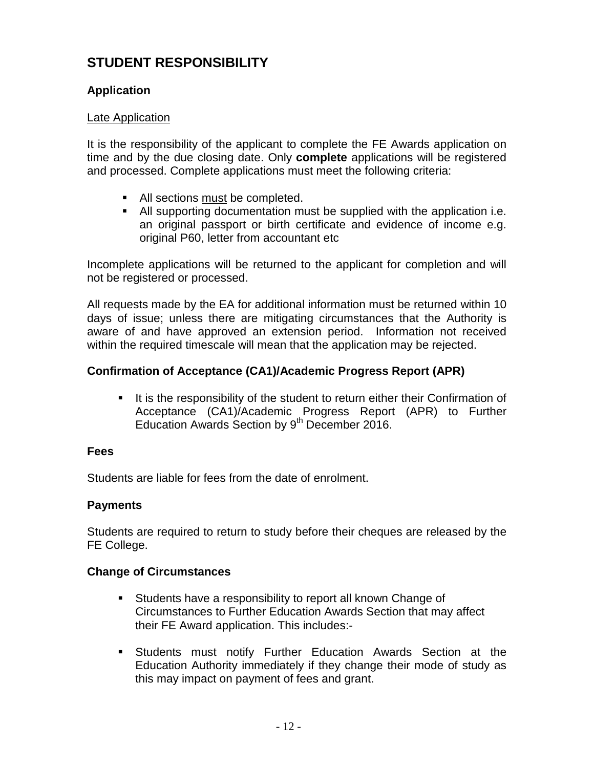## STUDENT RESPONSIBILITY

### Application

<u>Late Application</u>

It is the responsibility of the applicant to complete the FE Awards application on time and by the due closing date. Only **complete** applications will be registered and processed. Complete applications must meet the following criteria:

- All sections <u>must</u> be completed.
- All supporting documentation must be supplied with the application i.e. an original passport or birth certificate and evidence of income e.g. original P60, letter from accountant etc

Incomplete applications will be returned to the applicant for completion and will not be registered or processed.

All requests made by the EA for additional information must be returned within 10 days of issue; unless there are mitigating circumstances that the Authority is aware of and have approved an extension period. Information not received within the required timescale will mean that the application may be rejected.

### Confirmation of Acceptance (CA1)/Academic Progress Report (APR)

- It is the responsibility of the student to return either their Confirmation of Acceptance (CA1)/Academic Progress Report (APR) to Further Education Awards Section by 9th December 2016.

### Fees

Students are liable for fees from the date of enrolment.

### Payments

Students are required to return to study before their cheques are released by the FE College.

### Change of Circumstances

- Students have a responsibility to report all known Change of Circumstances to Further Education Awards Section that may affect their FE Award application. This includes:-
- Students must notify Further Education Awards Section at the Education Authority immediately if they change their mode of study as this may impact on payment of fees and grant.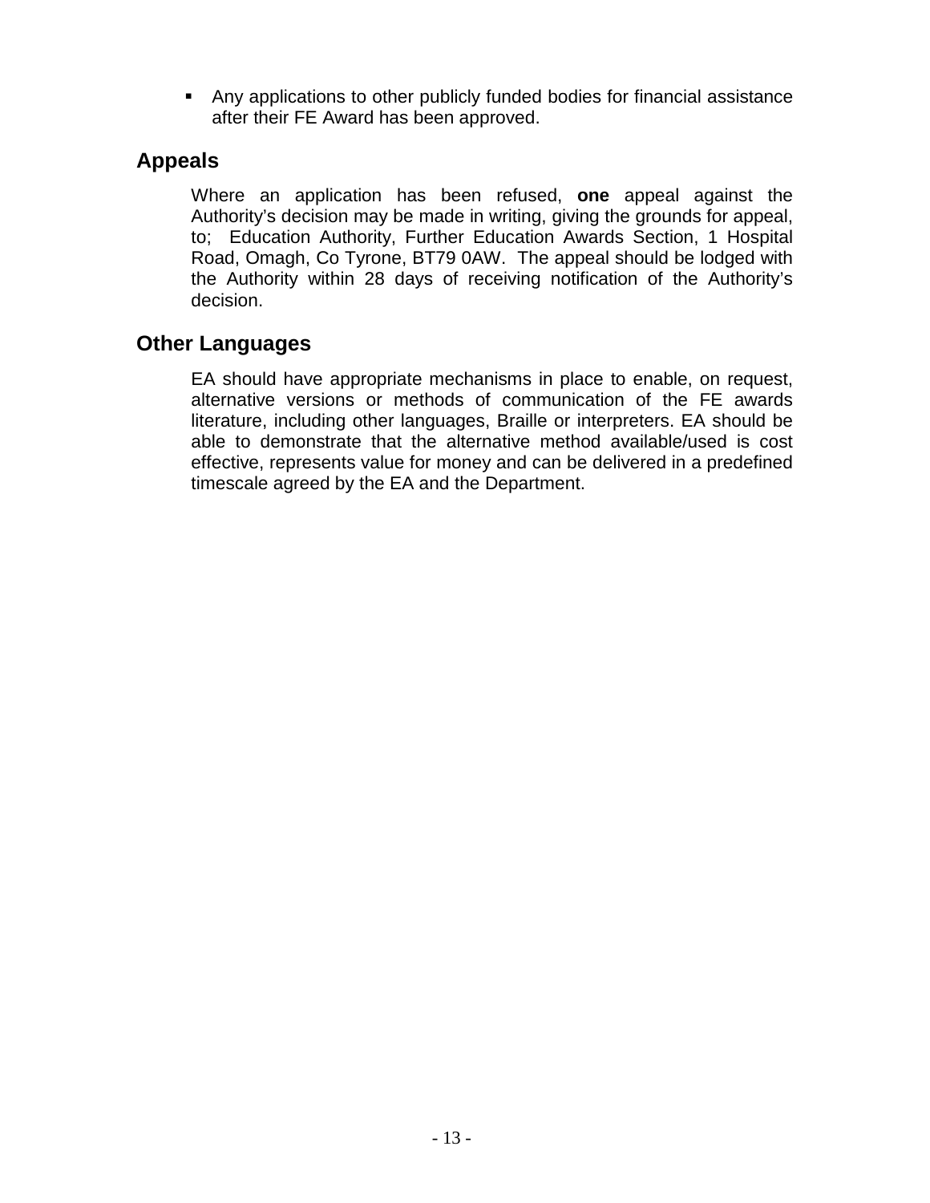- Any applications to other publicly funded bodies for financial assistance after their FE Award has been approved.

## Appeals

Where an application has been refused, **one** appeal against the Authority's decision may be made in writing, giving the grounds for appeal, to; Education Authority, Further Education Awards Section, 1 Hospital Road, Omagh, Co Tyrone, BT79 0AW. The appeal should be lodged with the Authority within 28 days of receiving notification of the Authority's decision.

## Other Languages

EA should have appropriate mechanisms in place to enable, on request, alternative versions or methods of communication of the FE awards literature, including other languages, Braille or interpreters. EA should be able to demonstrate that the alternative method available/used is cost effective, represents value for money and can be delivered in a predefined timescale agreed by the EA and the Department.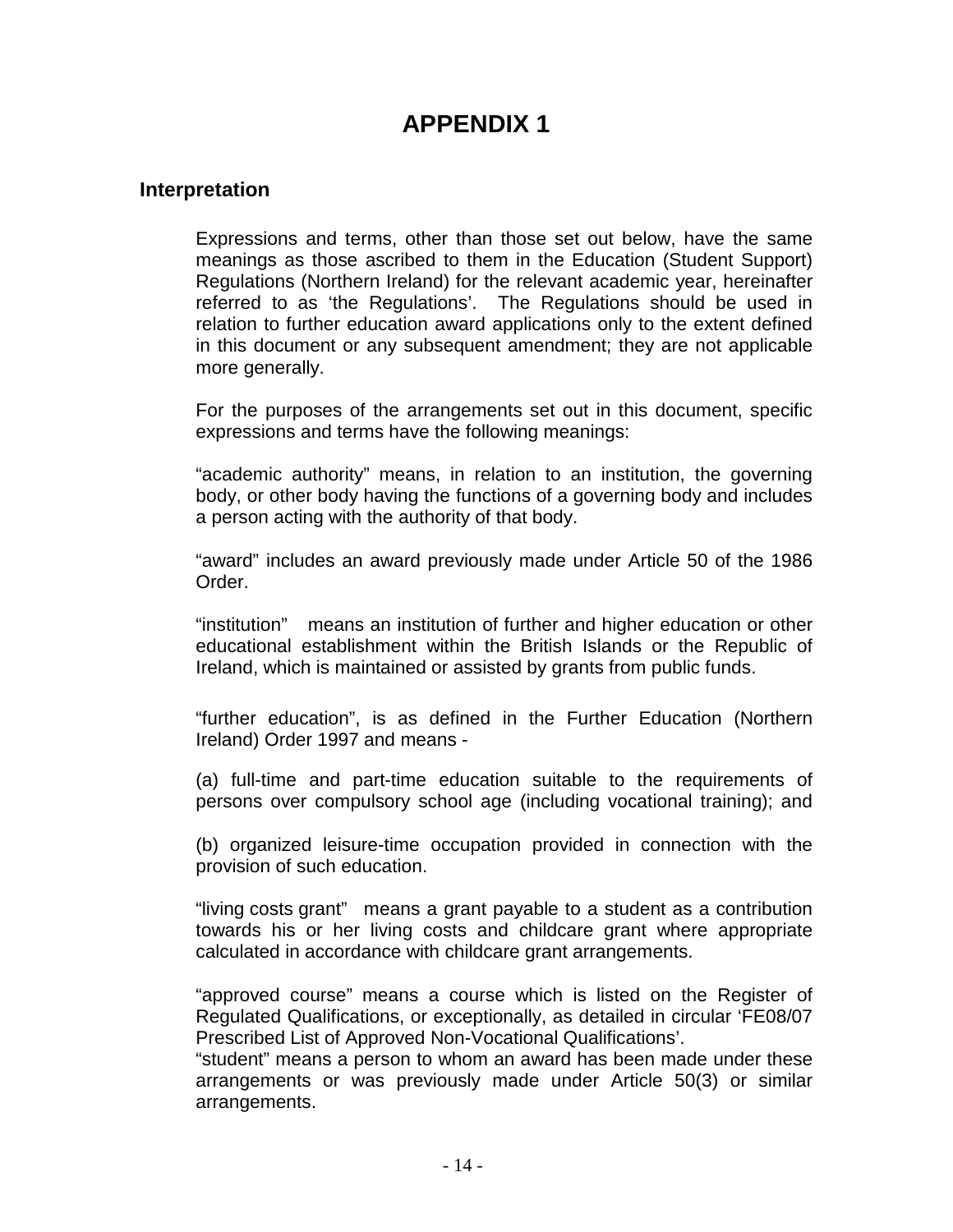# APPENDIX 1

## Interpretation

Expressions and terms, other than those set out below, have the same meanings as those ascribed to them in the Education (Student Support) Regulations (Northern Ireland) for the relevant academic year, hereinafter referred to as 'the Regulations'. The Regulations should be used in relation to further education award applications only to the extent defined in this document or any subsequent amendment; they are not applicable more generally.

For the purposes of the arrangements set out in this document, specific expressions and terms have the following meanings:

"academic authority" means, in relation to an institution, the governing body, or other body having the functions of a governing body and includes a person acting with the authority of that body.

"award" includes an award previously made under Article 50 of the 1986 Order.

"institution" means an institution of further and higher education or other educational establishment within the British Islands or the Republic of Ireland, which is maintained or assisted by grants from public funds.

"further education", is as defined in the Further Education (Northern Ireland) Order 1997 and means -

(a) full-time and part-time education suitable to the requirements of persons over compulsory school age (including vocational training); and

(b) organized leisure-time occupation provided in connection with the provision of such education.

"living costs grant" means a grant payable to a student as a contribution towards his or her living costs and childcare grant where appropriate calculated in accordance with childcare grant arrangements.

"approved course" means a course which is listed on the Register of Regulated Qualifications, or exceptionally, as detailed in circular 'FE08/07 Prescribed List of Approved Non-Vocational Qualifications'.

"student" means a person to whom an award has been made under these arrangements or was previously made under Article 50(3) or similar arrangements.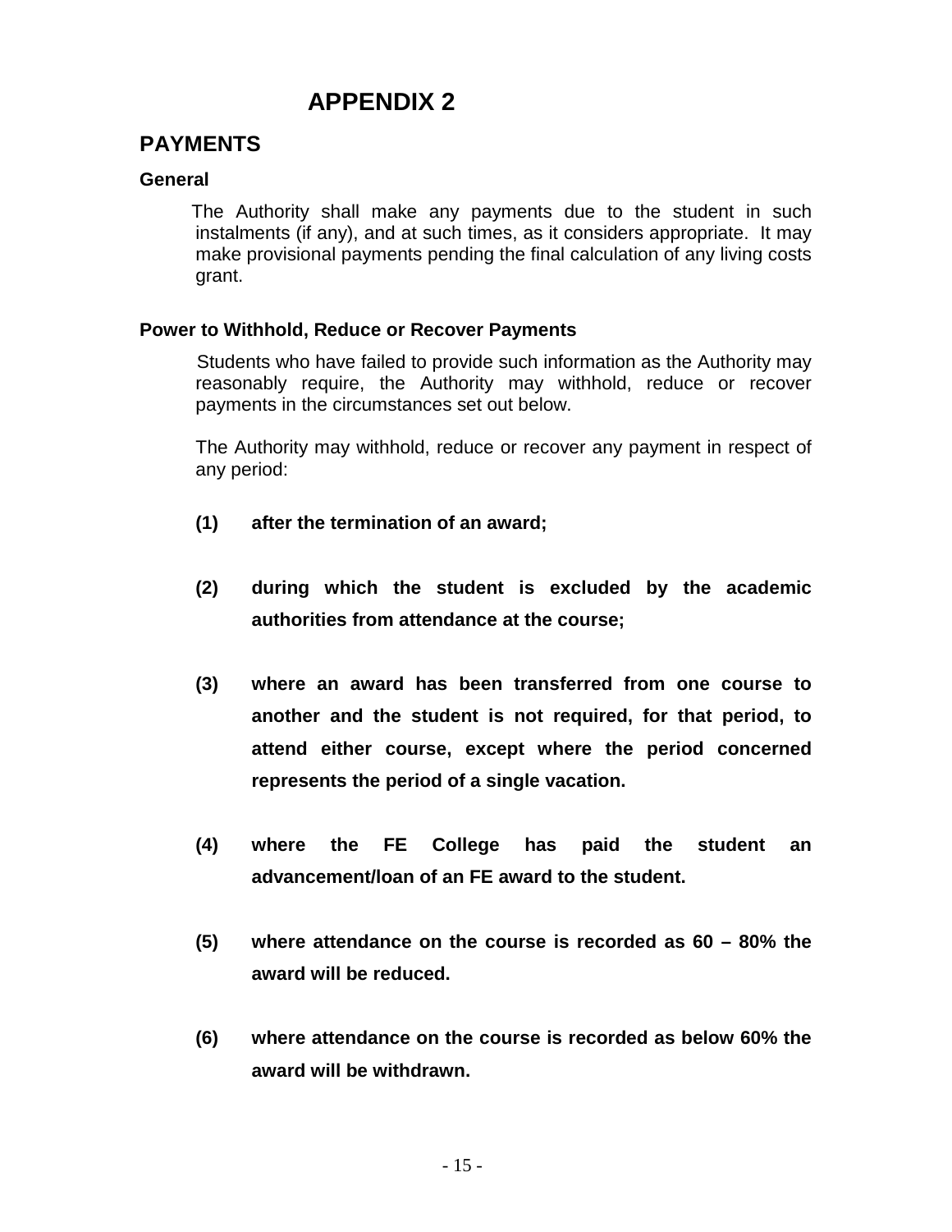# APPENDIX 2

## PAYMENTS

### General

The Authority shall make any payments due to the student in such instalments (if any), and at such times, as it considers appropriate. It may make provisional payments pending the final calculation of any living costs grant.

### Power to Withhold, Reduce or Recover Payments

Students who have failed to provide such information as the Authority may reasonably require, the Authority may withhold, reduce or recover payments in the circumstances set out below.

The Authority may withhold, reduce or recover any payment in respect of any period:

**(1) after the termination of an award;**

**(2) during which the student is excluded by the academic authorities from attendance at the course;**

**(3) where an award has been transferred from one course to another and the student is not required, for that period, to attend either course, except where the period concerned represents the period of a single vacation.**

**(4) where the FE College has paid the student an advancement/loan of an FE award to the student.**

**(5) where attendance on the course is recorded as 60 – 80% the award will be reduced.**

**(6) where attendance on the course is recorded as below 60% the award will be withdrawn.**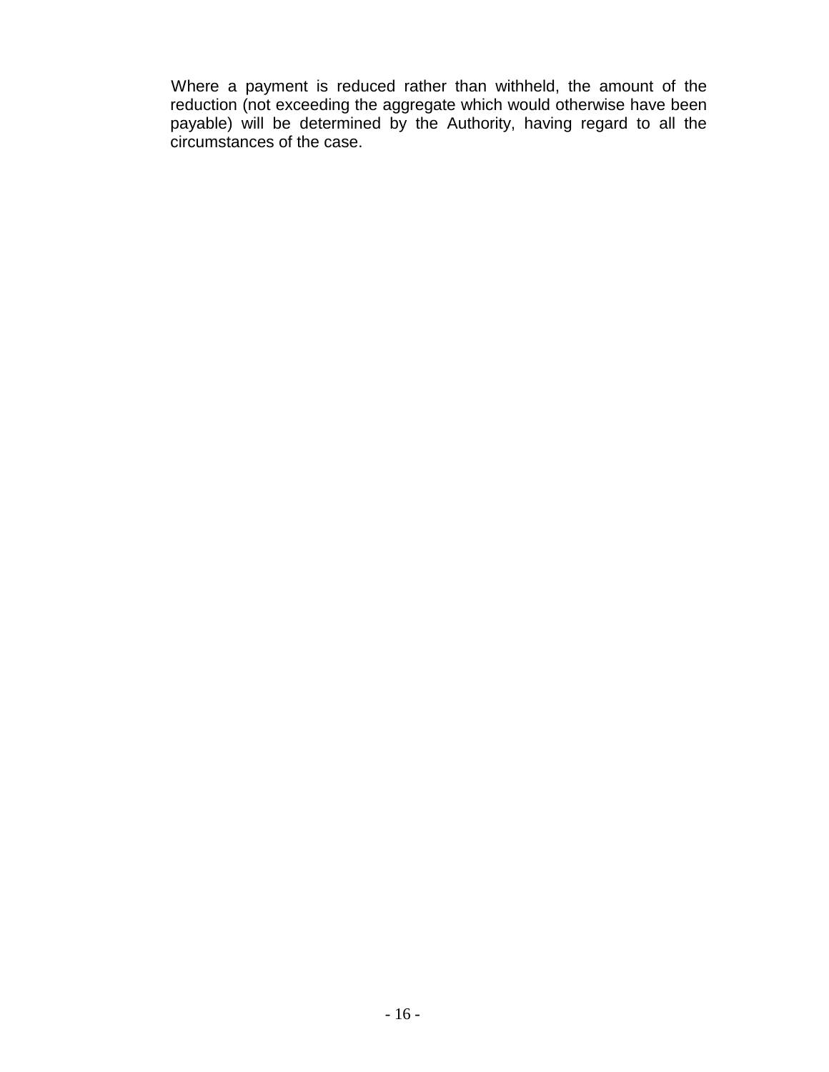Where a payment is reduced rather than withheld, the amount of the reduction (not exceeding the aggregate which would otherwise have been payable) will be determined by the Authority, having regard to all the circumstances of the case.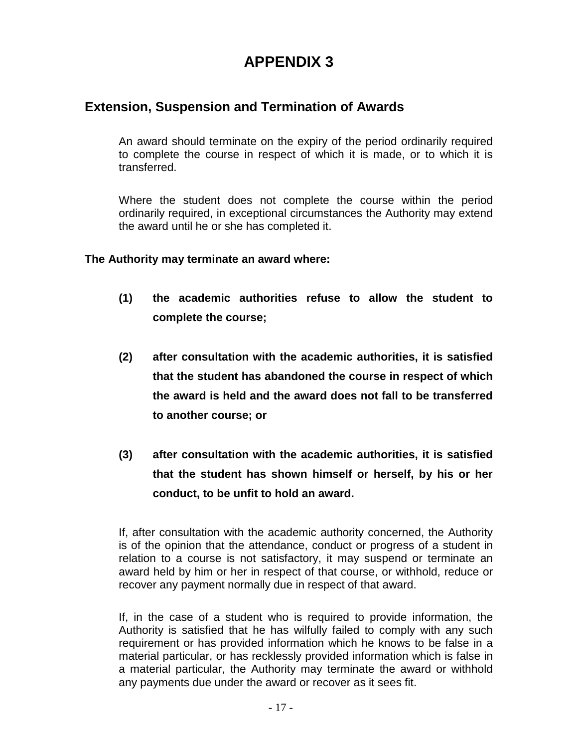# APPENDIX 3

## Extension, Suspension and Termination of Awards

An award should terminate on the expiry of the period ordinarily required to complete the course in respect of which it is made, or to which it is transferred.

Where the student does not complete the course within the period ordinarily required, in exceptional circumstances the Authority may extend the award until he or she has completed it.

**The Authority may terminate an award where:**

**(1)** **the academic authorities refuse to allow the student to complete the course;**

**(2)** **after consultation with the academic authorities, it is satisfied that the student has abandoned the course in respect of which the award is held and the award does not fall to be transferred to another course; or**

**(3)** **after consultation with the academic authorities, it is satisfied that the student has shown himself or herself, by his or her conduct, to be unfit to hold an award.**

If, after consultation with the academic authority concerned, the Authority is of the opinion that the attendance, conduct or progress of a student in relation to a course is not satisfactory, it may suspend or terminate an award held by him or her in respect of that course, or withhold, reduce or recover any payment normally due in respect of that award.

If, in the case of a student who is required to provide information, the Authority is satisfied that he has wilfully failed to comply with any such requirement or has provided information which he knows to be false in a material particular, or has recklessly provided information which is false in a material particular, the Authority may terminate the award or withhold any payments due under the award or recover as it sees fit.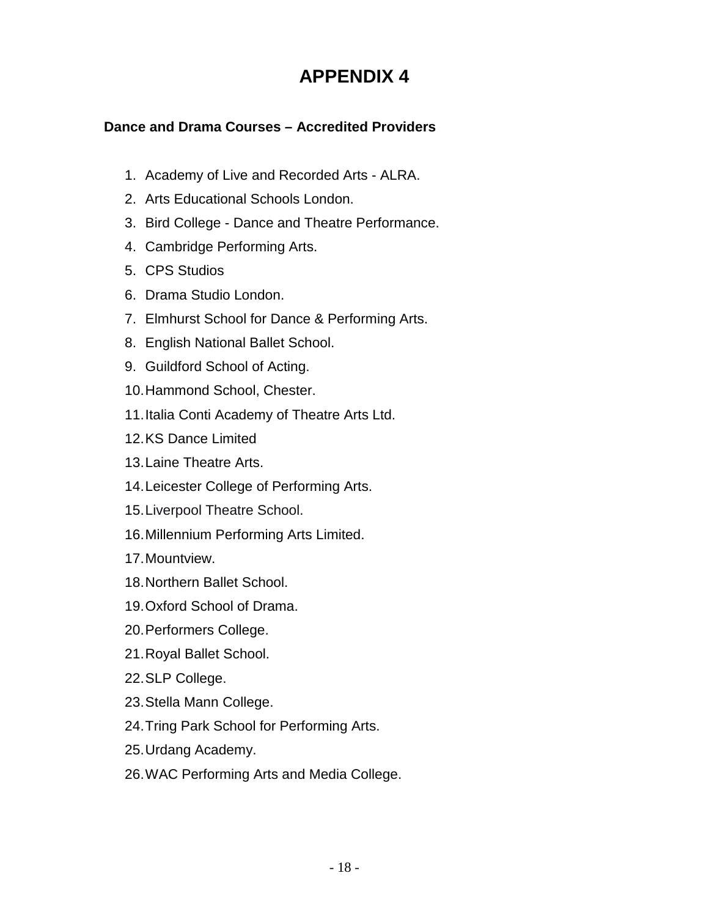# APPENDIX 4

**Dance and Drama Courses – Accredited Providers**

1. Academy of Live and Recorded Arts - ALRA.
2. Arts Educational Schools London.
3. Bird College - Dance and Theatre Performance.
4. Cambridge Performing Arts.
5. CPS Studios
6. Drama Studio London.
7. Elmhurst School for Dance & Performing Arts.
8. English National Ballet School.
9. Guildford School of Acting.
10. Hammond School, Chester.
11. Italia Conti Academy of Theatre Arts Ltd.
12. KS Dance Limited
13. Laine Theatre Arts.
14. Leicester College of Performing Arts.
15. Liverpool Theatre School.
16. Millennium Performing Arts Limited.
17. Mountview.
18. Northern Ballet School.
19. Oxford School of Drama.
20. Performers College.
21. Royal Ballet School.
22. SLP College.
23. Stella Mann College.
24. Tring Park School for Performing Arts.
25. Urdang Academy.
26. WAC Performing Arts and Media College.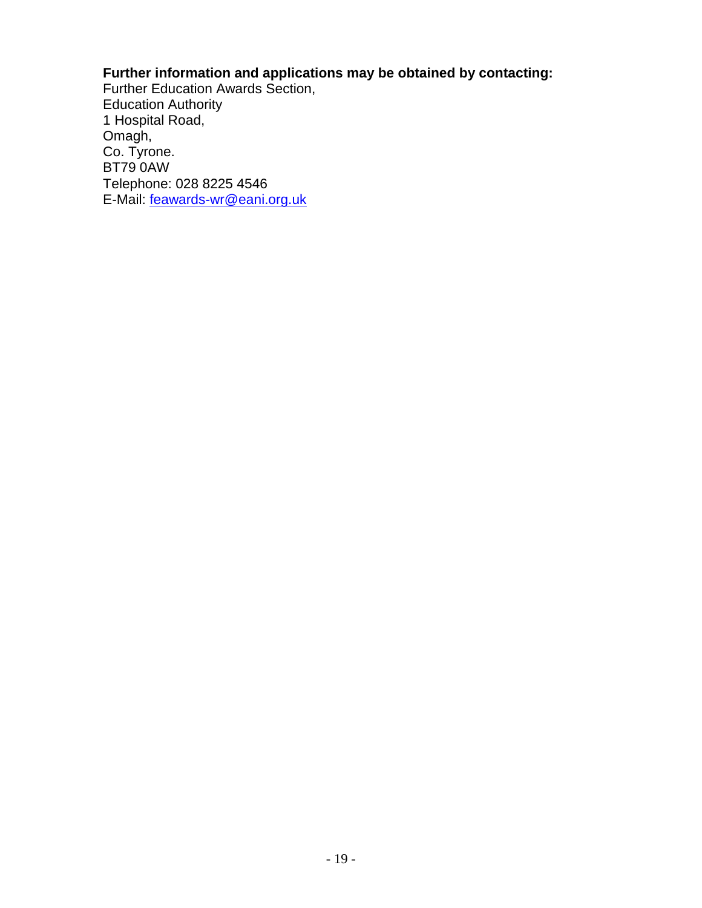**Further information and applications may be obtained by contacting:**
Further Education Awards Section,
Education Authority
1 Hospital Road,
Omagh,
Co. Tyrone.
BT79 0AW
Telephone: 028 8225 4546
E-Mail: feawards-wr@eani.org.uk